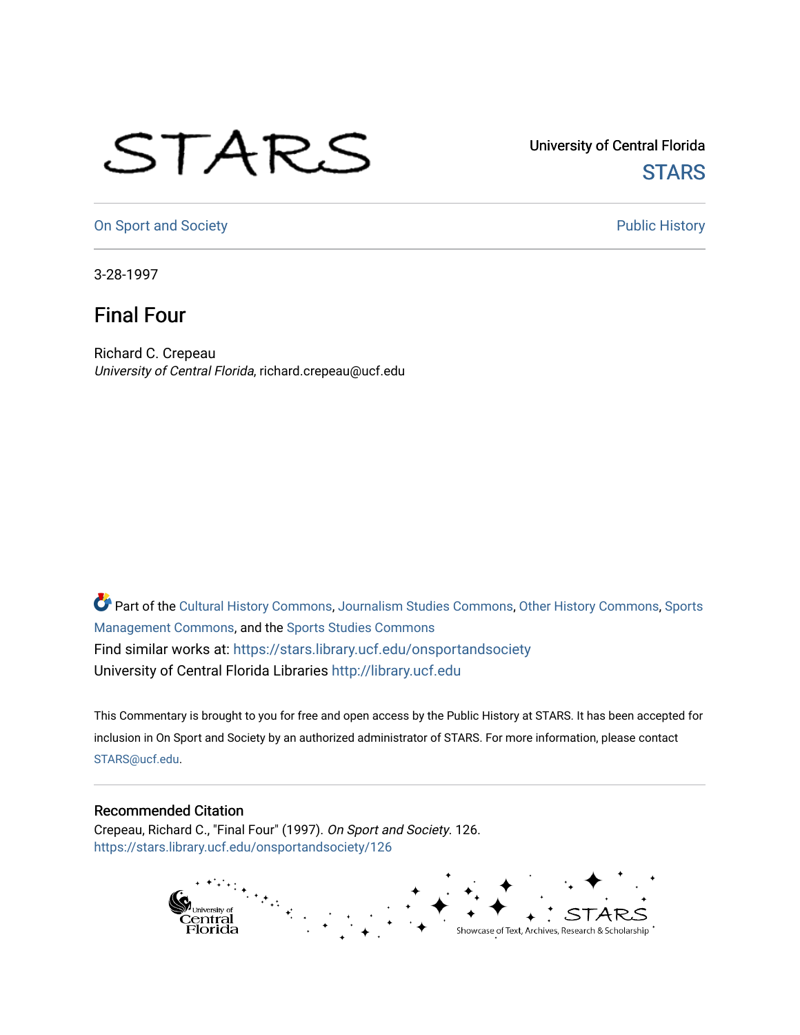University of Central Florida

STARS

On Sport and Society

Public History

3-28-1997

# Final Four

Richard C. Crepeau

*University of Central Florida*, richard.crepeau@ucf.edu

Part of the Cultural History Commons, Journalism Studies Commons, Other History Commons, Sports Management Commons, and the Sports Studies Commons

Find similar works at: https://stars.library.ucf.edu/onsportandsociety

University of Central Florida Libraries http://library.ucf.edu

This Commentary is brought to you for free and open access by the Public History at STARS. It has been accepted for inclusion in On Sport and Society by an authorized administrator of STARS. For more information, please contact STARS@ucf.edu.

## Recommended Citation

Crepeau, Richard C., "Final Four" (1997). *On Sport and Society*. 126.

https://stars.library.ucf.edu/onsportandsociety/126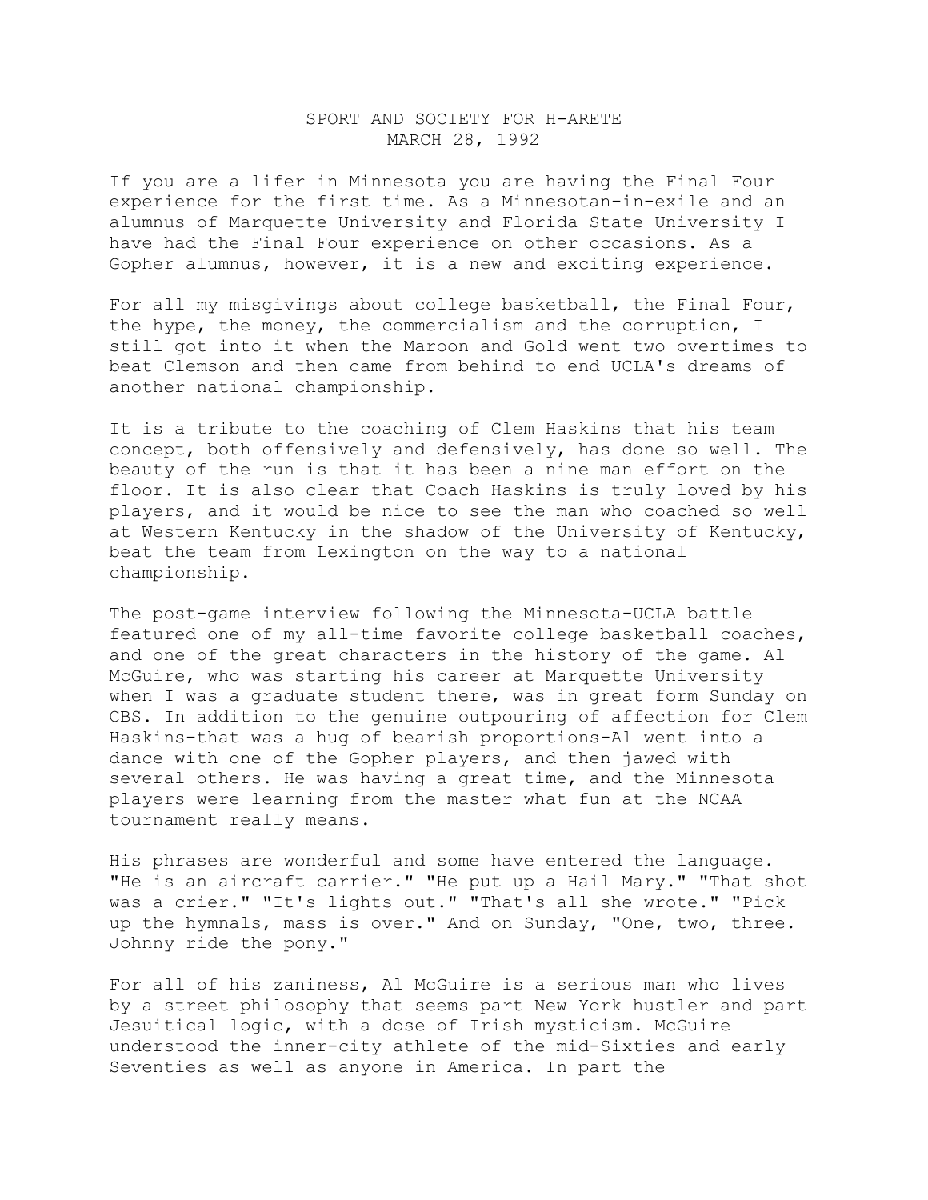SPORT AND SOCIETY FOR H-ARETE
MARCH 28, 1992

If you are a lifer in Minnesota you are having the Final Four experience for the first time. As a Minnesotan-in-exile and an alumnus of Marquette University and Florida State University I have had the Final Four experience on other occasions. As a Gopher alumnus, however, it is a new and exciting experience.

For all my misgivings about college basketball, the Final Four, the hype, the money, the commercialism and the corruption, I still got into it when the Maroon and Gold went two overtimes to beat Clemson and then came from behind to end UCLA's dreams of another national championship.

It is a tribute to the coaching of Clem Haskins that his team concept, both offensively and defensively, has done so well. The beauty of the run is that it has been a nine man effort on the floor. It is also clear that Coach Haskins is truly loved by his players, and it would be nice to see the man who coached so well at Western Kentucky in the shadow of the University of Kentucky, beat the team from Lexington on the way to a national championship.

The post-game interview following the Minnesota-UCLA battle featured one of my all-time favorite college basketball coaches, and one of the great characters in the history of the game. Al McGuire, who was starting his career at Marquette University when I was a graduate student there, was in great form Sunday on CBS. In addition to the genuine outpouring of affection for Clem Haskins-that was a hug of bearish proportions-Al went into a dance with one of the Gopher players, and then jawed with several others. He was having a great time, and the Minnesota players were learning from the master what fun at the NCAA tournament really means.

His phrases are wonderful and some have entered the language. "He is an aircraft carrier." "He put up a Hail Mary." "That shot was a crier." "It's lights out." "That's all she wrote." "Pick up the hymnals, mass is over." And on Sunday, "One, two, three. Johnny ride the pony."

For all of his zaniness, Al McGuire is a serious man who lives by a street philosophy that seems part New York hustler and part Jesuitical logic, with a dose of Irish mysticism. McGuire understood the inner-city athlete of the mid-Sixties and early Seventies as well as anyone in America. In part the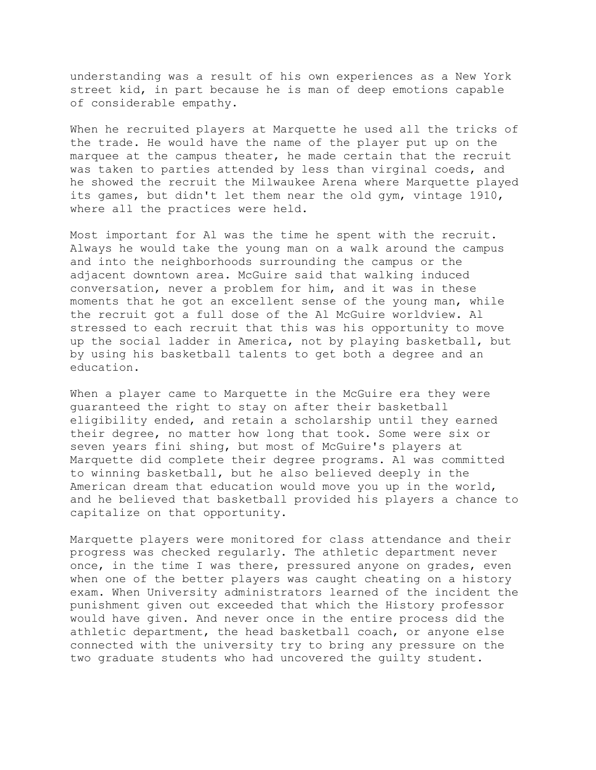understanding was a result of his own experiences as a New York street kid, in part because he is man of deep emotions capable of considerable empathy.

When he recruited players at Marquette he used all the tricks of the trade. He would have the name of the player put up on the marquee at the campus theater, he made certain that the recruit was taken to parties attended by less than virginal coeds, and he showed the recruit the Milwaukee Arena where Marquette played its games, but didn't let them near the old gym, vintage 1910, where all the practices were held.

Most important for Al was the time he spent with the recruit. Always he would take the young man on a walk around the campus and into the neighborhoods surrounding the campus or the adjacent downtown area. McGuire said that walking induced conversation, never a problem for him, and it was in these moments that he got an excellent sense of the young man, while the recruit got a full dose of the Al McGuire worldview. Al stressed to each recruit that this was his opportunity to move up the social ladder in America, not by playing basketball, but by using his basketball talents to get both a degree and an education.

When a player came to Marquette in the McGuire era they were guaranteed the right to stay on after their basketball eligibility ended, and retain a scholarship until they earned their degree, no matter how long that took. Some were six or seven years fini shing, but most of McGuire's players at Marquette did complete their degree programs. Al was committed to winning basketball, but he also believed deeply in the American dream that education would move you up in the world, and he believed that basketball provided his players a chance to capitalize on that opportunity.

Marquette players were monitored for class attendance and their progress was checked regularly. The athletic department never once, in the time I was there, pressured anyone on grades, even when one of the better players was caught cheating on a history exam. When University administrators learned of the incident the punishment given out exceeded that which the History professor would have given. And never once in the entire process did the athletic department, the head basketball coach, or anyone else connected with the university try to bring any pressure on the two graduate students who had uncovered the guilty student.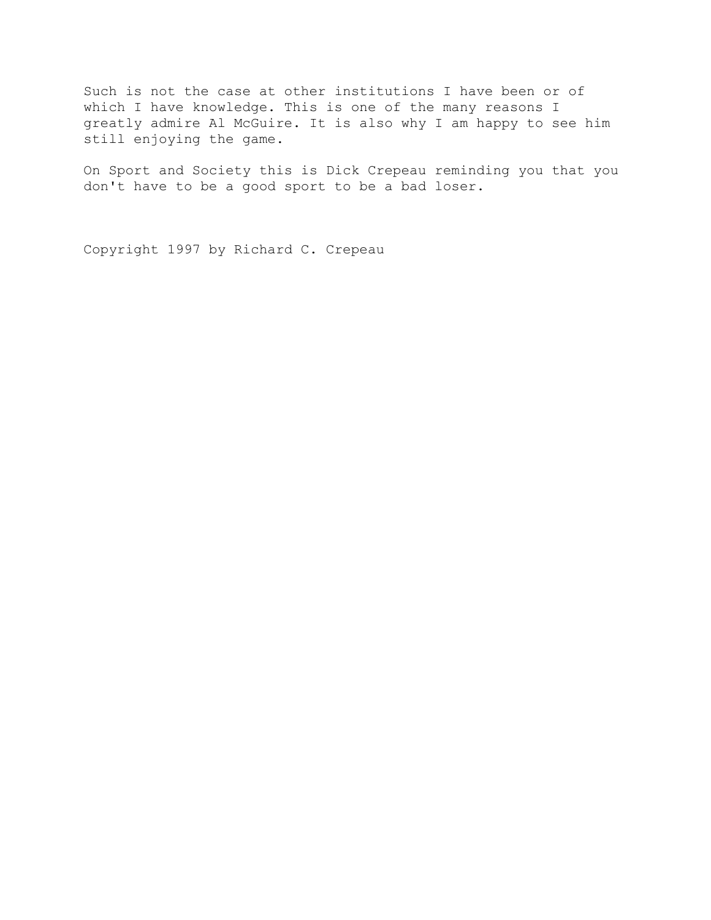Such is not the case at other institutions I have been or of which I have knowledge. This is one of the many reasons I greatly admire Al McGuire. It is also why I am happy to see him still enjoying the game.

On Sport and Society this is Dick Crepeau reminding you that you don't have to be a good sport to be a bad loser.

Copyright 1997 by Richard C. Crepeau